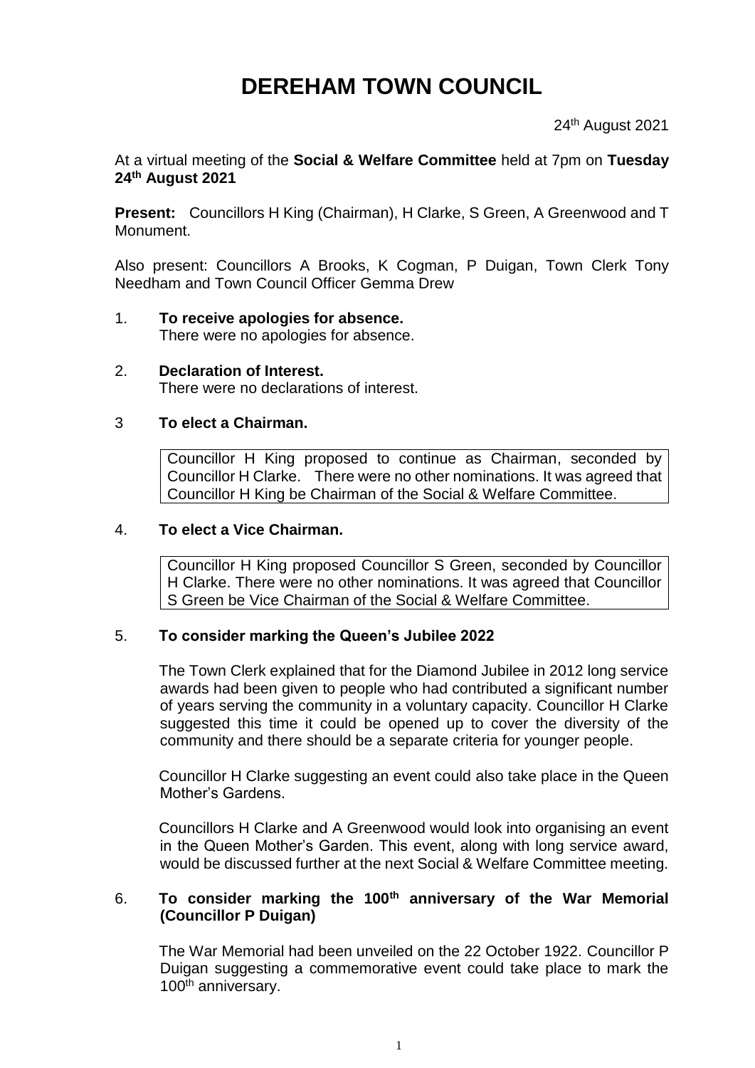# DEREHAM TOWN COUNCIL

24th August 2021

At a virtual meeting of the **Social & Welfare Committee** held at 7pm on **Tuesday 24th August 2021**

**Present:** Councillors H King (Chairman), H Clarke, S Green, A Greenwood and T Monument.

Also present: Councillors A Brooks, K Cogman, P Duigan, Town Clerk Tony Needham and Town Council Officer Gemma Drew

1. **To receive apologies for absence.**
   There were no apologies for absence.

2. **Declaration of Interest.**
   There were no declarations of interest.

3 **To elect a Chairman.**

   Councillor H King proposed to continue as Chairman, seconded by Councillor H Clarke. There were no other nominations. It was agreed that Councillor H King be Chairman of the Social & Welfare Committee.

4. **To elect a Vice Chairman.**

   Councillor H King proposed Councillor S Green, seconded by Councillor H Clarke. There were no other nominations. It was agreed that Councillor S Green be Vice Chairman of the Social & Welfare Committee.

5. **To consider marking the Queen's Jubilee 2022**

   The Town Clerk explained that for the Diamond Jubilee in 2012 long service awards had been given to people who had contributed a significant number of years serving the community in a voluntary capacity. Councillor H Clarke suggested this time it could be opened up to cover the diversity of the community and there should be a separate criteria for younger people.

   Councillor H Clarke suggesting an event could also take place in the Queen Mother's Gardens.

   Councillors H Clarke and A Greenwood would look into organising an event in the Queen Mother's Garden. This event, along with long service award, would be discussed further at the next Social & Welfare Committee meeting.

6. **To consider marking the 100th anniversary of the War Memorial (Councillor P Duigan)**

   The War Memorial had been unveiled on the 22 October 1922. Councillor P Duigan suggesting a commemorative event could take place to mark the 100th anniversary.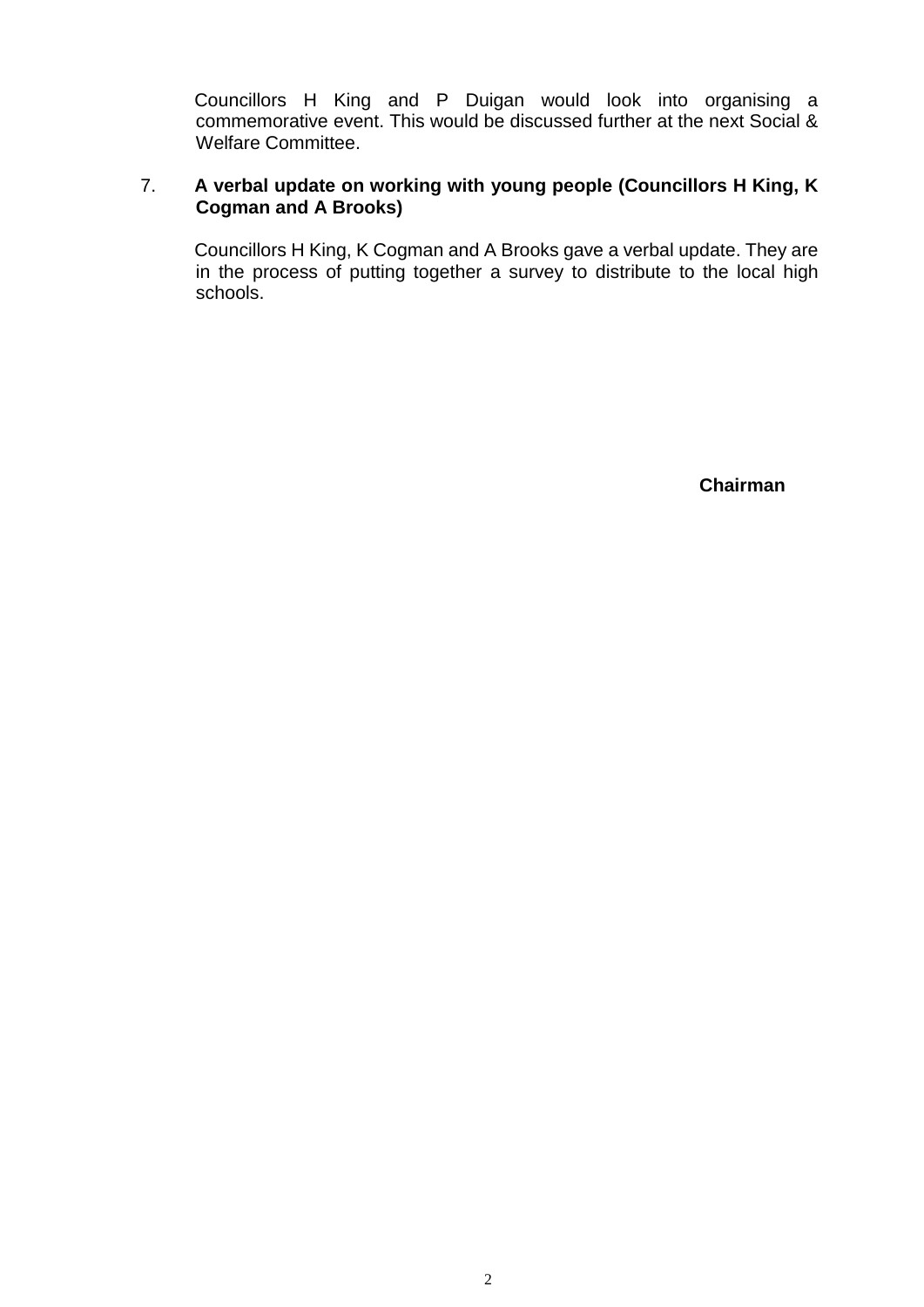Councillors H King and P Duigan would look into organising a commemorative event. This would be discussed further at the next Social & Welfare Committee.

7. **A verbal update on working with young people (Councillors H King, K Cogman and A Brooks)**

Councillors H King, K Cogman and A Brooks gave a verbal update. They are in the process of putting together a survey to distribute to the local high schools.

**Chairman**